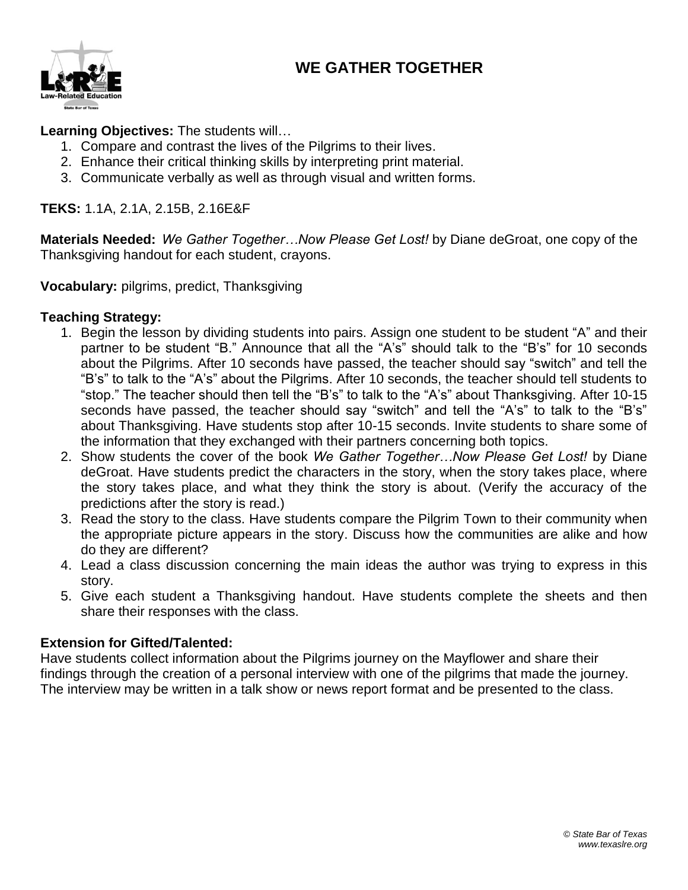# WE GATHER TOGETHER

**Learning Objectives:** The students will…

1. Compare and contrast the lives of the Pilgrims to their lives.
2. Enhance their critical thinking skills by interpreting print material.
3. Communicate verbally as well as through visual and written forms.

**TEKS:** 1.1A, 2.1A, 2.15B, 2.16E&F

**Materials Needed:** *We Gather Together…Now Please Get Lost!* by Diane deGroat, one copy of the Thanksgiving handout for each student, crayons.

**Vocabulary:** pilgrims, predict, Thanksgiving

**Teaching Strategy:**

1. Begin the lesson by dividing students into pairs. Assign one student to be student "A" and their partner to be student "B." Announce that all the "A's" should talk to the "B's" for 10 seconds about the Pilgrims. After 10 seconds have passed, the teacher should say "switch" and tell the "B's" to talk to the "A's" about the Pilgrims. After 10 seconds, the teacher should tell students to "stop." The teacher should then tell the "B's" to talk to the "A's" about Thanksgiving. After 10-15 seconds have passed, the teacher should say "switch" and tell the "A's" to talk to the "B's" about Thanksgiving. Have students stop after 10-15 seconds. Invite students to share some of the information that they exchanged with their partners concerning both topics.
2. Show students the cover of the book *We Gather Together…Now Please Get Lost!* by Diane deGroat. Have students predict the characters in the story, when the story takes place, where the story takes place, and what they think the story is about. (Verify the accuracy of the predictions after the story is read.)
3. Read the story to the class. Have students compare the Pilgrim Town to their community when the appropriate picture appears in the story. Discuss how the communities are alike and how do they are different?
4. Lead a class discussion concerning the main ideas the author was trying to express in this story.
5. Give each student a Thanksgiving handout. Have students complete the sheets and then share their responses with the class.

**Extension for Gifted/Talented:**

Have students collect information about the Pilgrims journey on the Mayflower and share their findings through the creation of a personal interview with one of the pilgrims that made the journey. The interview may be written in a talk show or news report format and be presented to the class.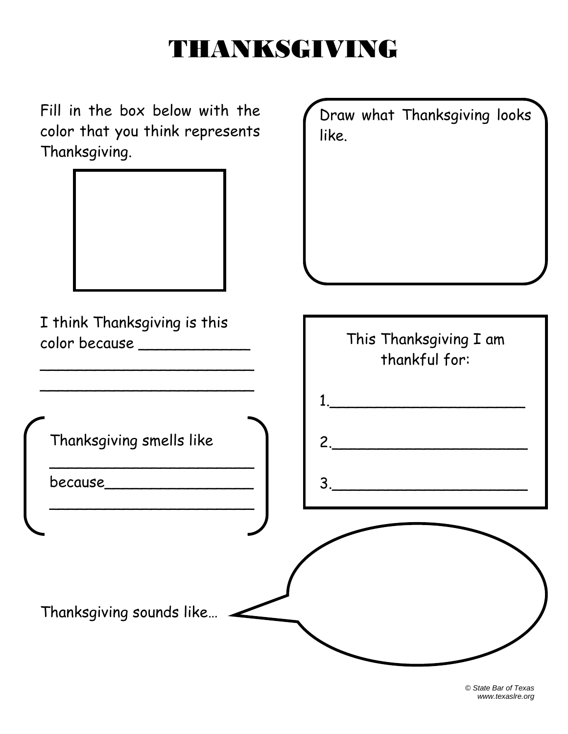# THANKSGIVING

Fill in the box below with the color that you think represents Thanksgiving.

Draw what Thanksgiving looks like.

I think Thanksgiving is this color because ____________
________________________
________________________

This Thanksgiving I am thankful for:

1.______________________

2.______________________

3.______________________

Thanksgiving smells like

________________________

because________________

________________________

Thanksgiving sounds like…

*© State Bar of Texas*
*www.texaslre.org*